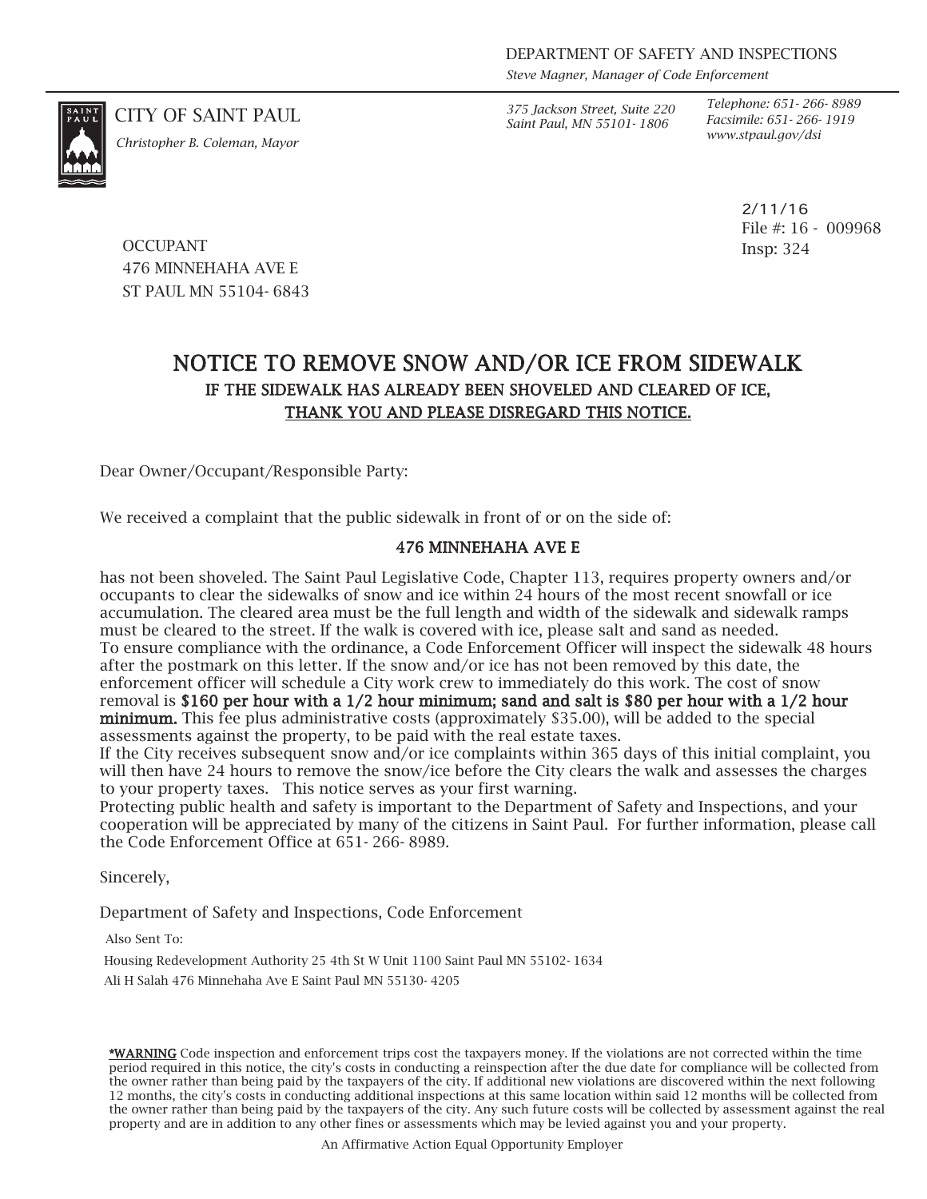DEPARTMENT OF SAFETY AND INSPECTIONS
*Steve Magner, Manager of Code Enforcement*

CITY OF SAINT PAUL
*Christopher B. Coleman, Mayor*

*375 Jackson Street, Suite 220*
*Saint Paul, MN 55101- 1806*

*Telephone: 651- 266- 8989*
*Facsimile: 651- 266- 1919*
*www.stpaul.gov/dsi*

2/11/16
File #: 16 - 009968
Insp: 324

OCCUPANT
476 MINNEHAHA AVE E
ST PAUL MN 55104- 6843

# NOTICE TO REMOVE SNOW AND/OR ICE FROM SIDEWALK

## IF THE SIDEWALK HAS ALREADY BEEN SHOVELED AND CLEARED OF ICE, THANK YOU AND PLEASE DISREGARD THIS NOTICE.

Dear Owner/Occupant/Responsible Party:

We received a complaint that the public sidewalk in front of or on the side of:

**476 MINNEHAHA AVE E**

has not been shoveled. The Saint Paul Legislative Code, Chapter 113, requires property owners and/or occupants to clear the sidewalks of snow and ice within 24 hours of the most recent snowfall or ice accumulation. The cleared area must be the full length and width of the sidewalk and sidewalk ramps must be cleared to the street. If the walk is covered with ice, please salt and sand as needed.
To ensure compliance with the ordinance, a Code Enforcement Officer will inspect the sidewalk 48 hours after the postmark on this letter. If the snow and/or ice has not been removed by this date, the enforcement officer will schedule a City work crew to immediately do this work. The cost of snow removal is **$160 per hour with a 1/2 hour minimum; sand and salt is $80 per hour with a 1/2 hour minimum.** This fee plus administrative costs (approximately $35.00), will be added to the special assessments against the property, to be paid with the real estate taxes.
If the City receives subsequent snow and/or ice complaints within 365 days of this initial complaint, you will then have 24 hours to remove the snow/ice before the City clears the walk and assesses the charges to your property taxes. This notice serves as your first warning.
Protecting public health and safety is important to the Department of Safety and Inspections, and your cooperation will be appreciated by many of the citizens in Saint Paul. For further information, please call the Code Enforcement Office at 651- 266- 8989.

Sincerely,

Department of Safety and Inspections, Code Enforcement

Also Sent To:

Housing Redevelopment Authority 25 4th St W Unit 1100 Saint Paul MN 55102- 1634
Ali H Salah 476 Minnehaha Ave E Saint Paul MN 55130- 4205

<u>*WARNING</u> Code inspection and enforcement trips cost the taxpayers money. If the violations are not corrected within the time period required in this notice, the city's costs in conducting a reinspection after the due date for compliance will be collected from the owner rather than being paid by the taxpayers of the city. If additional new violations are discovered within the next following 12 months, the city's costs in conducting additional inspections at this same location within said 12 months will be collected from the owner rather than being paid by the taxpayers of the city. Any such future costs will be collected by assessment against the real property and are in addition to any other fines or assessments which may be levied against you and your property.

An Affirmative Action Equal Opportunity Employer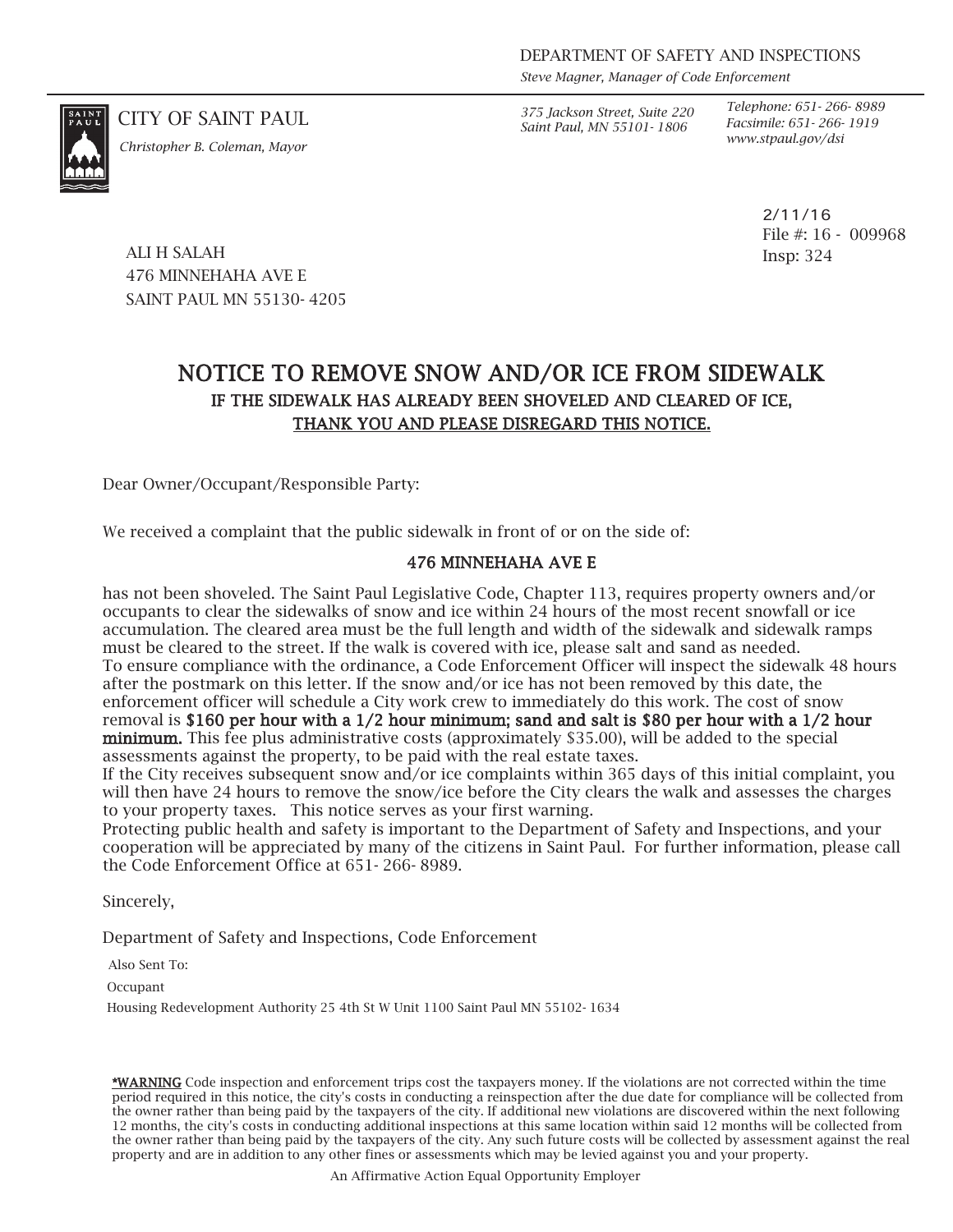DEPARTMENT OF SAFETY AND INSPECTIONS
*Steve Magner, Manager of Code Enforcement*

CITY OF SAINT PAUL
*Christopher B. Coleman, Mayor*

*375 Jackson Street, Suite 220*
*Saint Paul, MN 55101- 1806*

*Telephone: 651- 266- 8989*
*Facsimile: 651- 266- 1919*
*www.stpaul.gov/dsi*

2/11/16
File #: 16 - 009968
Insp: 324

ALI H SALAH
476 MINNEHAHA AVE E
SAINT PAUL MN 55130- 4205

# NOTICE TO REMOVE SNOW AND/OR ICE FROM SIDEWALK

## IF THE SIDEWALK HAS ALREADY BEEN SHOVELED AND CLEARED OF ICE, THANK YOU AND PLEASE DISREGARD THIS NOTICE.

Dear Owner/Occupant/Responsible Party:

We received a complaint that the public sidewalk in front of or on the side of:

**476 MINNEHAHA AVE E**

has not been shoveled. The Saint Paul Legislative Code, Chapter 113, requires property owners and/or occupants to clear the sidewalks of snow and ice within 24 hours of the most recent snowfall or ice accumulation. The cleared area must be the full length and width of the sidewalk and sidewalk ramps must be cleared to the street. If the walk is covered with ice, please salt and sand as needed.
To ensure compliance with the ordinance, a Code Enforcement Officer will inspect the sidewalk 48 hours after the postmark on this letter. If the snow and/or ice has not been removed by this date, the enforcement officer will schedule a City work crew to immediately do this work. The cost of snow removal is **$160 per hour with a 1/2 hour minimum; sand and salt is $80 per hour with a 1/2 hour minimum.** This fee plus administrative costs (approximately $35.00), will be added to the special assessments against the property, to be paid with the real estate taxes.
If the City receives subsequent snow and/or ice complaints within 365 days of this initial complaint, you will then have 24 hours to remove the snow/ice before the City clears the walk and assesses the charges to your property taxes. This notice serves as your first warning.
Protecting public health and safety is important to the Department of Safety and Inspections, and your cooperation will be appreciated by many of the citizens in Saint Paul. For further information, please call the Code Enforcement Office at 651- 266- 8989.

Sincerely,

Department of Safety and Inspections, Code Enforcement

Also Sent To:
Occupant
Housing Redevelopment Authority 25 4th St W Unit 1100 Saint Paul MN 55102- 1634

*WARNING Code inspection and enforcement trips cost the taxpayers money. If the violations are not corrected within the time period required in this notice, the city's costs in conducting a reinspection after the due date for compliance will be collected from the owner rather than being paid by the taxpayers of the city. If additional new violations are discovered within the next following 12 months, the city's costs in conducting additional inspections at this same location within said 12 months will be collected from the owner rather than being paid by the taxpayers of the city. Any such future costs will be collected by assessment against the real property and are in addition to any other fines or assessments which may be levied against you and your property.

An Affirmative Action Equal Opportunity Employer